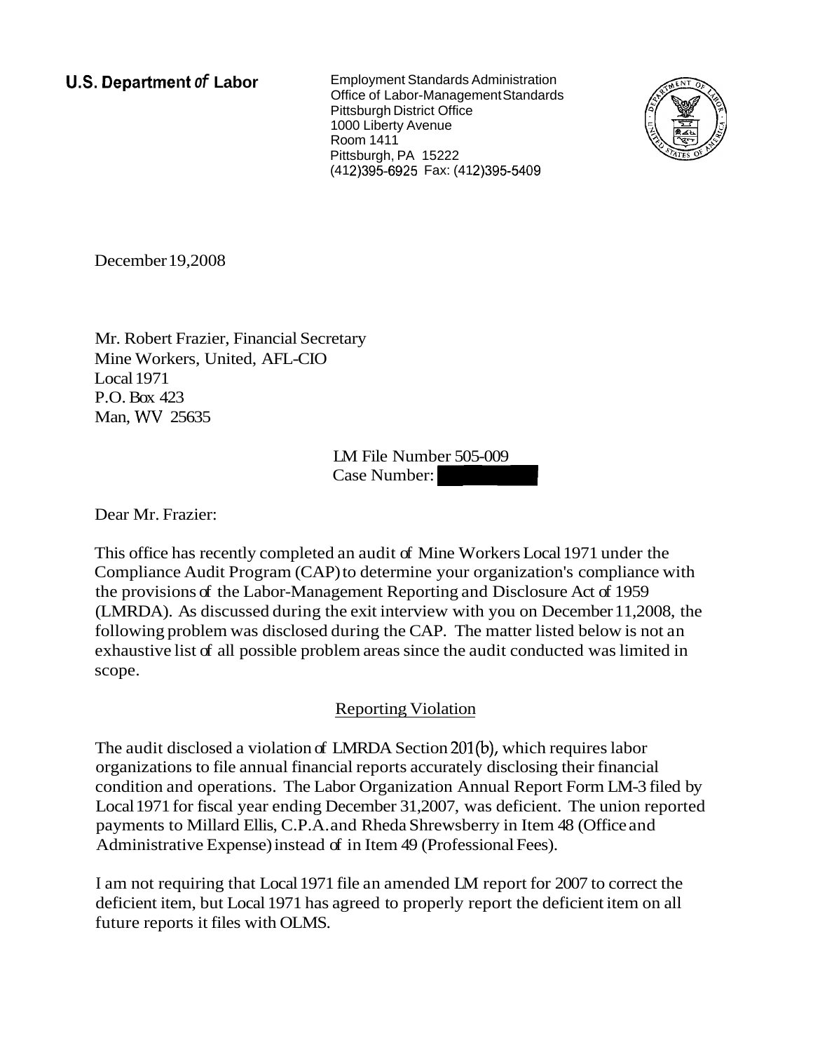**U.S. Department of Labor**

Employment Standards Administration
Office of Labor-Management Standards
Pittsburgh District Office
1000 Liberty Avenue
Room 1411
Pittsburgh, PA 15222
(412)395-6925 Fax: (412)395-5409

December 19, 2008

Mr. Robert Frazier, Financial Secretary
Mine Workers, United, AFL-CIO
Local 1971
P.O. Box 423
Man, WV 25635

LM File Number 505-009
Case Number:

Dear Mr. Frazier:

This office has recently completed an audit of Mine Workers Local 1971 under the Compliance Audit Program (CAP) to determine your organization's compliance with the provisions of the Labor-Management Reporting and Disclosure Act of 1959 (LMRDA). As discussed during the exit interview with you on December 11, 2008, the following problem was disclosed during the CAP. The matter listed below is not an exhaustive list of all possible problem areas since the audit conducted was limited in scope.

## Reporting Violation

The audit disclosed a violation of LMRDA Section 201(b), which requires labor organizations to file annual financial reports accurately disclosing their financial condition and operations. The Labor Organization Annual Report Form LM-3 filed by Local 1971 for fiscal year ending December 31, 2007, was deficient. The union reported payments to Millard Ellis, C.P.A. and Rheda Shrewsberry in Item 48 (Office and Administrative Expense) instead of in Item 49 (Professional Fees).

I am not requiring that Local 1971 file an amended LM report for 2007 to correct the deficient item, but Local 1971 has agreed to properly report the deficient item on all future reports it files with OLMS.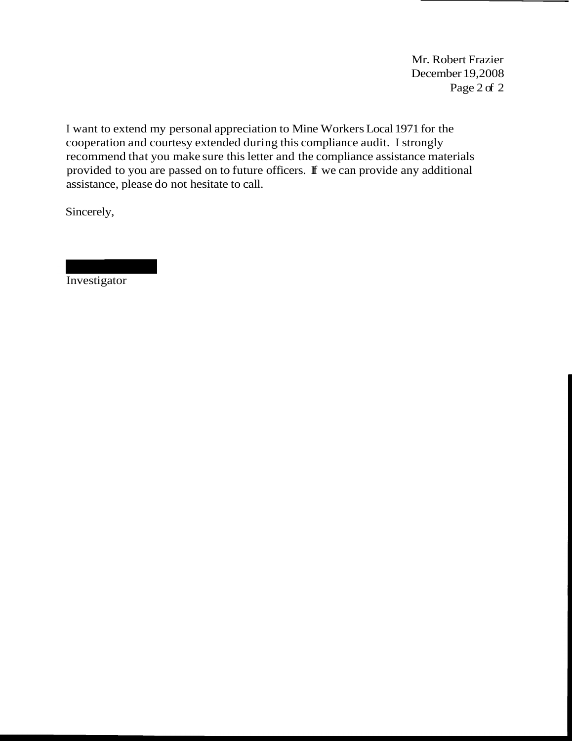I want to extend my personal appreciation to Mine Workers Local 1971 for the cooperation and courtesy extended during this compliance audit. I strongly recommend that you make sure this letter and the compliance assistance materials provided to you are passed on to future officers. If we can provide any additional assistance, please do not hesitate to call.

Sincerely,

Investigator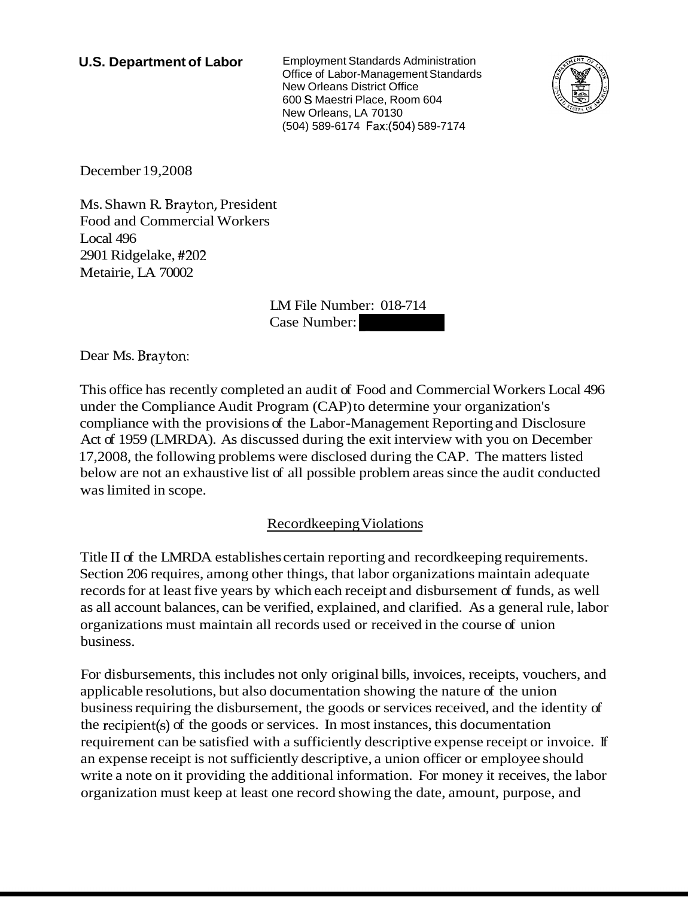**U.S. Department of Labor**

Employment Standards Administration
Office of Labor-Management Standards
New Orleans District Office
600 S Maestri Place, Room 604
New Orleans, LA 70130
(504) 589-6174 Fax:(504) 589-7174

December 19,2008

Ms. Shawn R. Brayton, President
Food and Commercial Workers
Local 496
2901 Ridgelake, #202
Metairie, LA 70002

LM File Number: 018-714
Case Number:

Dear Ms. Brayton:

This office has recently completed an audit of Food and Commercial Workers Local 496 under the Compliance Audit Program (CAP) to determine your organization's compliance with the provisions of the Labor-Management Reporting and Disclosure Act of 1959 (LMRDA). As discussed during the exit interview with you on December 17,2008, the following problems were disclosed during the CAP. The matters listed below are not an exhaustive list of all possible problem areas since the audit conducted was limited in scope.

## Recordkeeping Violations

Title II of the LMRDA establishes certain reporting and recordkeeping requirements. Section 206 requires, among other things, that labor organizations maintain adequate records for at least five years by which each receipt and disbursement of funds, as well as all account balances, can be verified, explained, and clarified. As a general rule, labor organizations must maintain all records used or received in the course of union business.

For disbursements, this includes not only original bills, invoices, receipts, vouchers, and applicable resolutions, but also documentation showing the nature of the union business requiring the disbursement, the goods or services received, and the identity of the recipient(s) of the goods or services. In most instances, this documentation requirement can be satisfied with a sufficiently descriptive expense receipt or invoice. If an expense receipt is not sufficiently descriptive, a union officer or employee should write a note on it providing the additional information. For money it receives, the labor organization must keep at least one record showing the date, amount, purpose, and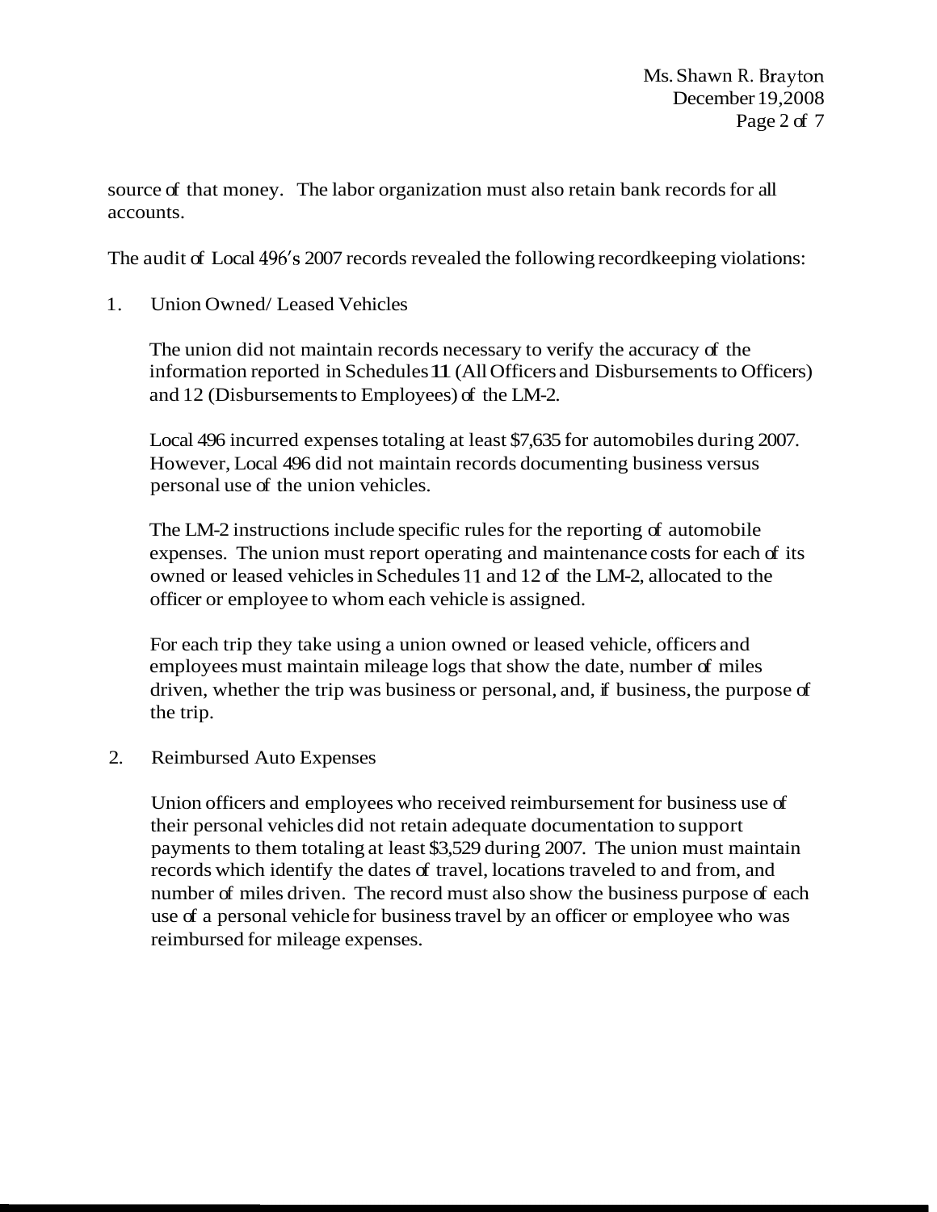source of that money. The labor organization must also retain bank records for all accounts.

The audit of Local 496's 2007 records revealed the following recordkeeping violations:

1. Union Owned/ Leased Vehicles

   The union did not maintain records necessary to verify the accuracy of the information reported in Schedules 11 (All Officers and Disbursements to Officers) and 12 (Disbursements to Employees) of the LM-2.

   Local 496 incurred expenses totaling at least $7,635 for automobiles during 2007. However, Local 496 did not maintain records documenting business versus personal use of the union vehicles.

   The LM-2 instructions include specific rules for the reporting of automobile expenses. The union must report operating and maintenance costs for each of its owned or leased vehicles in Schedules 11 and 12 of the LM-2, allocated to the officer or employee to whom each vehicle is assigned.

   For each trip they take using a union owned or leased vehicle, officers and employees must maintain mileage logs that show the date, number of miles driven, whether the trip was business or personal, and, if business, the purpose of the trip.

2. Reimbursed Auto Expenses

   Union officers and employees who received reimbursement for business use of their personal vehicles did not retain adequate documentation to support payments to them totaling at least $3,529 during 2007. The union must maintain records which identify the dates of travel, locations traveled to and from, and number of miles driven. The record must also show the business purpose of each use of a personal vehicle for business travel by an officer or employee who was reimbursed for mileage expenses.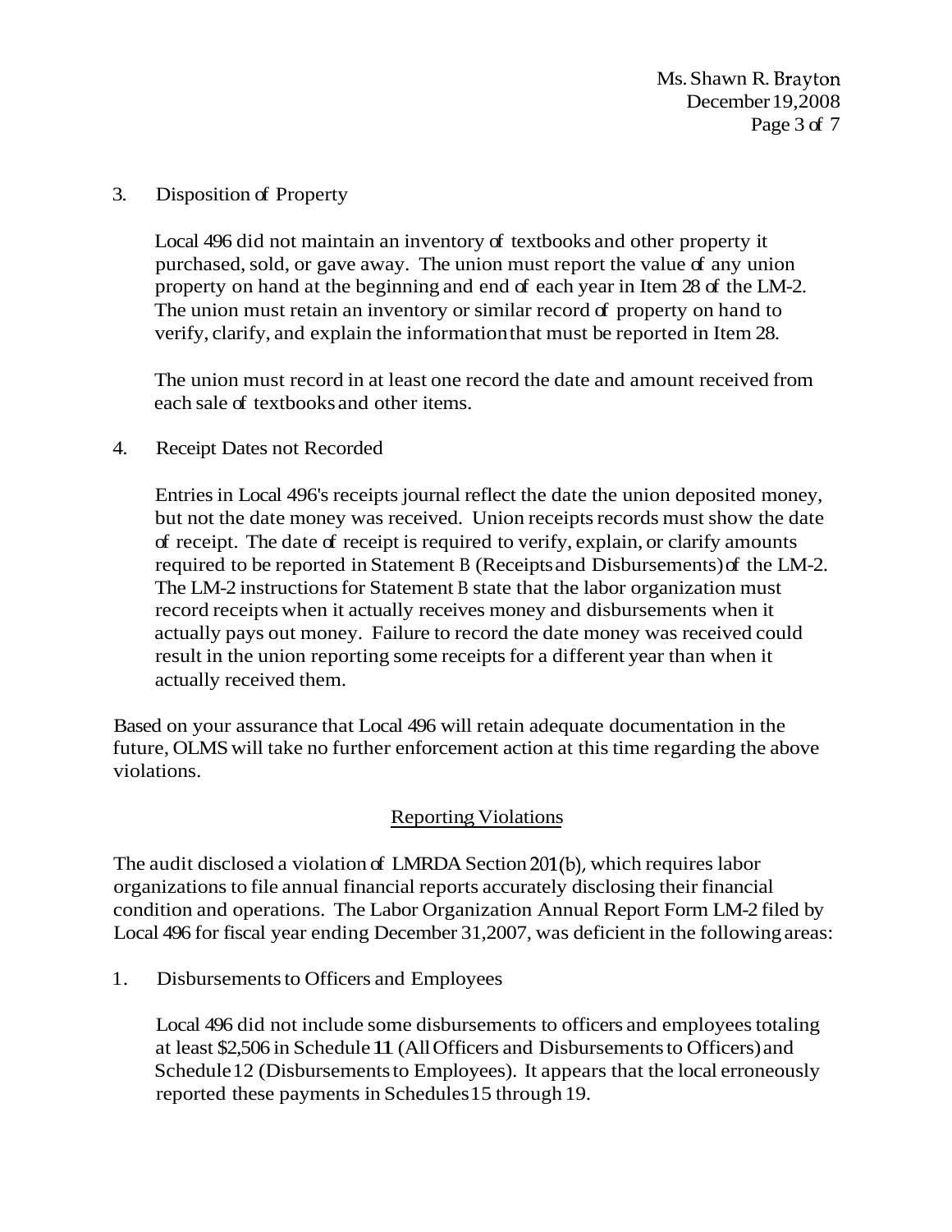3. Disposition of Property

   Local 496 did not maintain an inventory of textbooks and other property it purchased, sold, or gave away. The union must report the value of any union property on hand at the beginning and end of each year in Item 28 of the LM-2. The union must retain an inventory or similar record of property on hand to verify, clarify, and explain the information that must be reported in Item 28.

   The union must record in at least one record the date and amount received from each sale of textbooks and other items.

4. Receipt Dates not Recorded

   Entries in Local 496's receipts journal reflect the date the union deposited money, but not the date money was received. Union receipts records must show the date of receipt. The date of receipt is required to verify, explain, or clarify amounts required to be reported in Statement B (Receipts and Disbursements) of the LM-2. The LM-2 instructions for Statement B state that the labor organization must record receipts when it actually receives money and disbursements when it actually pays out money. Failure to record the date money was received could result in the union reporting some receipts for a different year than when it actually received them.

Based on your assurance that Local 496 will retain adequate documentation in the future, OLMS will take no further enforcement action at this time regarding the above violations.

## Reporting Violations

The audit disclosed a violation of LMRDA Section 201(b), which requires labor organizations to file annual financial reports accurately disclosing their financial condition and operations. The Labor Organization Annual Report Form LM-2 filed by Local 496 for fiscal year ending December 31, 2007, was deficient in the following areas:

1. Disbursements to Officers and Employees

   Local 496 did not include some disbursements to officers and employees totaling at least $2,506 in Schedule 11 (All Officers and Disbursements to Officers) and Schedule 12 (Disbursements to Employees). It appears that the local erroneously reported these payments in Schedules 15 through 19.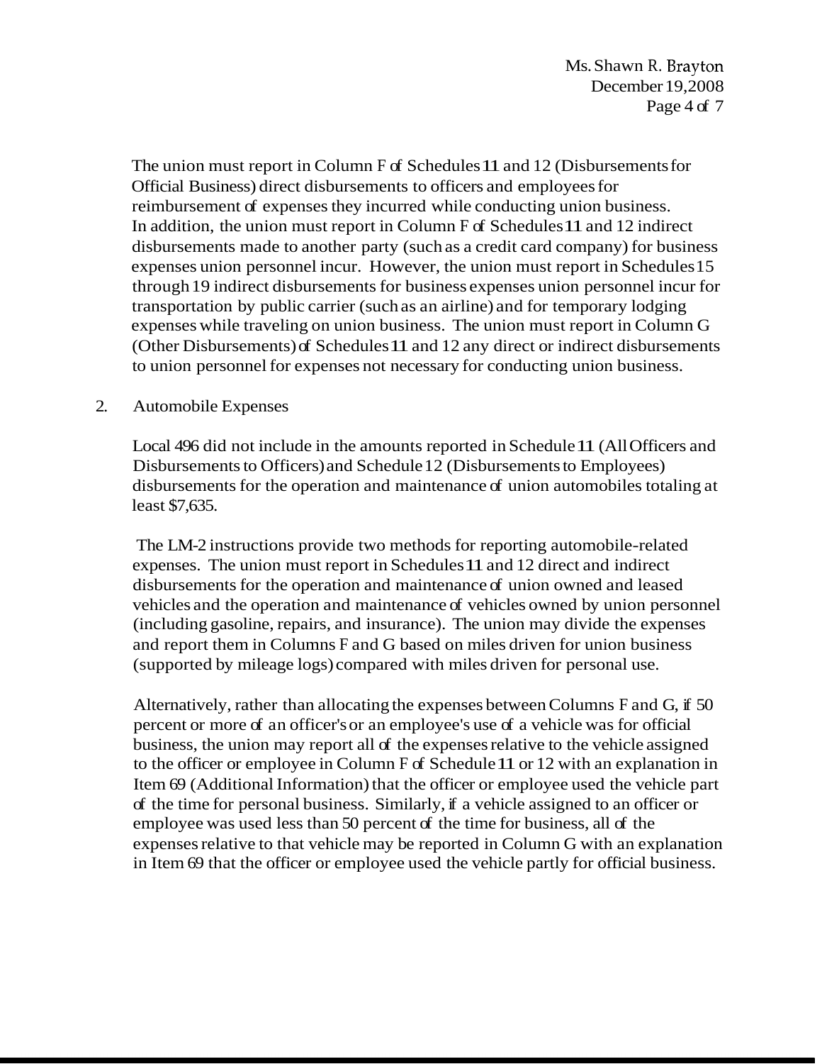The union must report in Column F of Schedules 11 and 12 (Disbursements for Official Business) direct disbursements to officers and employees for reimbursement of expenses they incurred while conducting union business. In addition, the union must report in Column F of Schedules 11 and 12 indirect disbursements made to another party (such as a credit card company) for business expenses union personnel incur. However, the union must report in Schedules 15 through 19 indirect disbursements for business expenses union personnel incur for transportation by public carrier (such as an airline) and for temporary lodging expenses while traveling on union business. The union must report in Column G (Other Disbursements) of Schedules 11 and 12 any direct or indirect disbursements to union personnel for expenses not necessary for conducting union business.

2. Automobile Expenses

Local 496 did not include in the amounts reported in Schedule 11 (All Officers and Disbursements to Officers) and Schedule 12 (Disbursements to Employees) disbursements for the operation and maintenance of union automobiles totaling at least $7,635.

The LM-2 instructions provide two methods for reporting automobile-related expenses. The union must report in Schedules 11 and 12 direct and indirect disbursements for the operation and maintenance of union owned and leased vehicles and the operation and maintenance of vehicles owned by union personnel (including gasoline, repairs, and insurance). The union may divide the expenses and report them in Columns F and G based on miles driven for union business (supported by mileage logs) compared with miles driven for personal use.

Alternatively, rather than allocating the expenses between Columns F and G, if 50 percent or more of an officer's or an employee's use of a vehicle was for official business, the union may report all of the expenses relative to the vehicle assigned to the officer or employee in Column F of Schedule 11 or 12 with an explanation in Item 69 (Additional Information) that the officer or employee used the vehicle part of the time for personal business. Similarly, if a vehicle assigned to an officer or employee was used less than 50 percent of the time for business, all of the expenses relative to that vehicle may be reported in Column G with an explanation in Item 69 that the officer or employee used the vehicle partly for official business.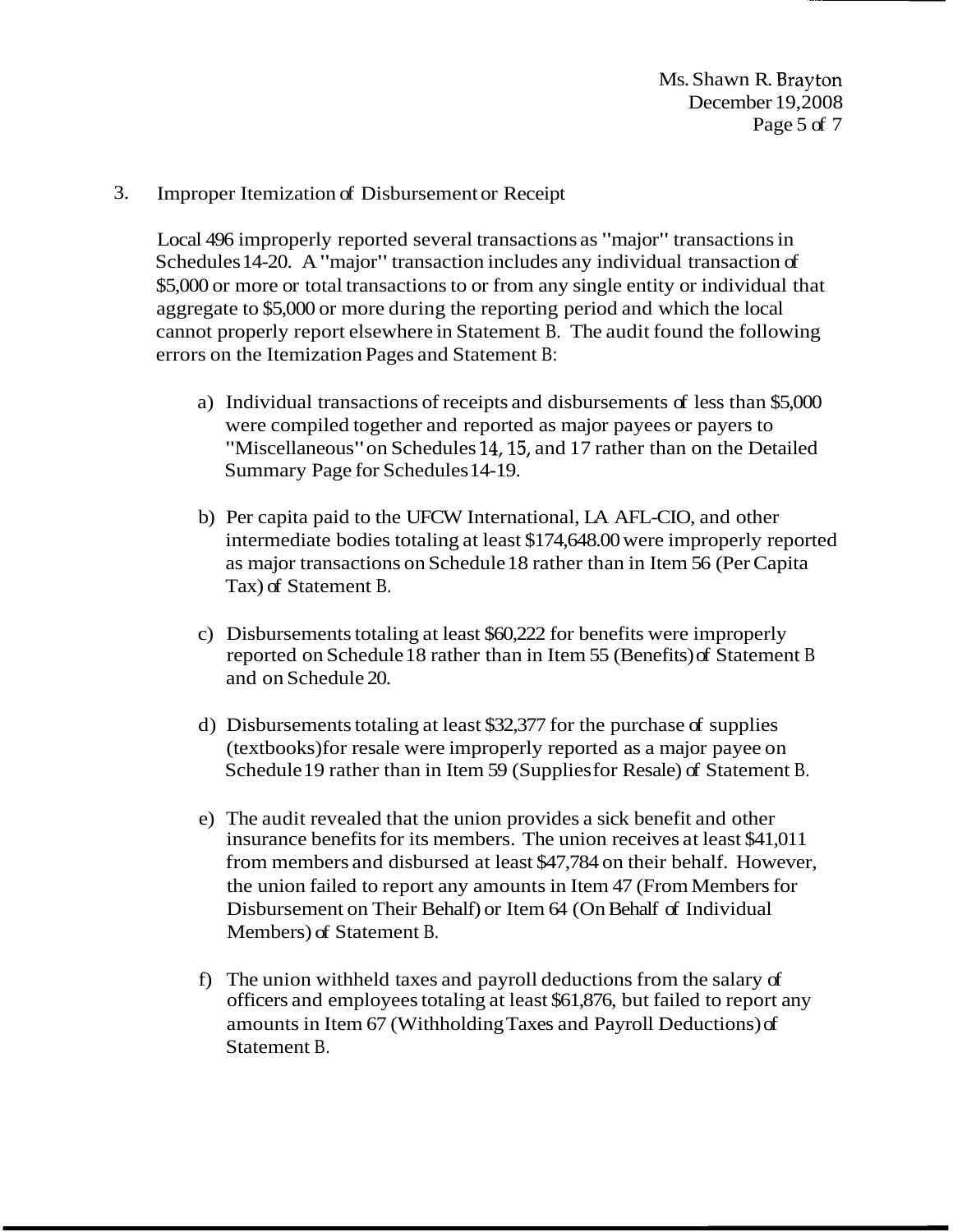3. Improper Itemization of Disbursement or Receipt

   Local 496 improperly reported several transactions as "major" transactions in Schedules 14-20. A "major" transaction includes any individual transaction of $5,000 or more or total transactions to or from any single entity or individual that aggregate to $5,000 or more during the reporting period and which the local cannot properly report elsewhere in Statement B. The audit found the following errors on the Itemization Pages and Statement B:

   a) Individual transactions of receipts and disbursements of less than $5,000 were compiled together and reported as major payees or payers to "Miscellaneous" on Schedules 14, 15, and 17 rather than on the Detailed Summary Page for Schedules 14-19.

   b) Per capita paid to the UFCW International, LA AFL-CIO, and other intermediate bodies totaling at least $174,648.00 were improperly reported as major transactions on Schedule 18 rather than in Item 56 (Per Capita Tax) of Statement B.

   c) Disbursements totaling at least $60,222 for benefits were improperly reported on Schedule 18 rather than in Item 55 (Benefits) of Statement B and on Schedule 20.

   d) Disbursements totaling at least $32,377 for the purchase of supplies (textbooks) for resale were improperly reported as a major payee on Schedule 19 rather than in Item 59 (Supplies for Resale) of Statement B.

   e) The audit revealed that the union provides a sick benefit and other insurance benefits for its members. The union receives at least $41,011 from members and disbursed at least $47,784 on their behalf. However, the union failed to report any amounts in Item 47 (From Members for Disbursement on Their Behalf) or Item 64 (On Behalf of Individual Members) of Statement B.

   f) The union withheld taxes and payroll deductions from the salary of officers and employees totaling at least $61,876, but failed to report any amounts in Item 67 (Withholding Taxes and Payroll Deductions) of Statement B.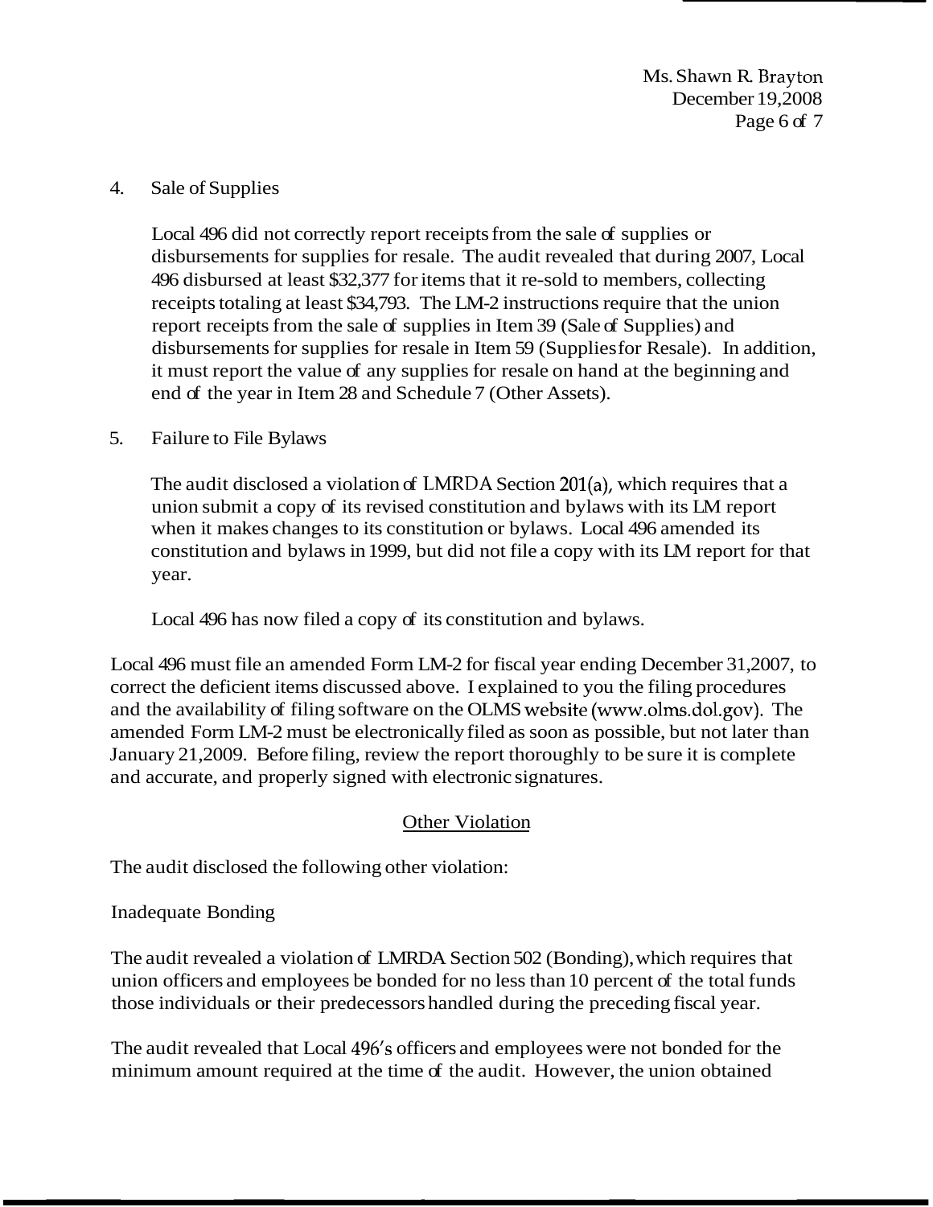4. Sale of Supplies

   Local 496 did not correctly report receipts from the sale of supplies or disbursements for supplies for resale. The audit revealed that during 2007, Local 496 disbursed at least $32,377 for items that it re-sold to members, collecting receipts totaling at least $34,793. The LM-2 instructions require that the union report receipts from the sale of supplies in Item 39 (Sale of Supplies) and disbursements for supplies for resale in Item 59 (Supplies for Resale). In addition, it must report the value of any supplies for resale on hand at the beginning and end of the year in Item 28 and Schedule 7 (Other Assets).

5. Failure to File Bylaws

   The audit disclosed a violation of LMRDA Section 201(a), which requires that a union submit a copy of its revised constitution and bylaws with its LM report when it makes changes to its constitution or bylaws. Local 496 amended its constitution and bylaws in 1999, but did not file a copy with its LM report for that year.

   Local 496 has now filed a copy of its constitution and bylaws.

Local 496 must file an amended Form LM-2 for fiscal year ending December 31,2007, to correct the deficient items discussed above. I explained to you the filing procedures and the availability of filing software on the OLMS website (www.olms.dol.gov). The amended Form LM-2 must be electronically filed as soon as possible, but not later than January 21,2009. Before filing, review the report thoroughly to be sure it is complete and accurate, and properly signed with electronic signatures.

## Other Violation

The audit disclosed the following other violation:

Inadequate Bonding

The audit revealed a violation of LMRDA Section 502 (Bonding), which requires that union officers and employees be bonded for no less than 10 percent of the total funds those individuals or their predecessors handled during the preceding fiscal year.

The audit revealed that Local 496's officers and employees were not bonded for the minimum amount required at the time of the audit. However, the union obtained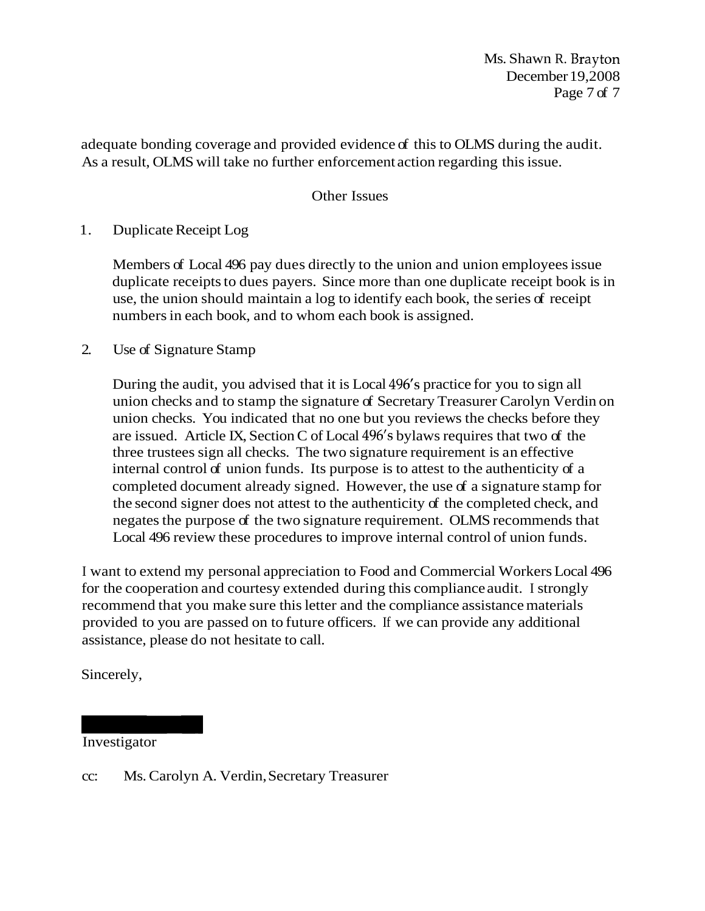adequate bonding coverage and provided evidence of this to OLMS during the audit. As a result, OLMS will take no further enforcement action regarding this issue.

## Other Issues

1. Duplicate Receipt Log

   Members of Local 496 pay dues directly to the union and union employees issue duplicate receipts to dues payers. Since more than one duplicate receipt book is in use, the union should maintain a log to identify each book, the series of receipt numbers in each book, and to whom each book is assigned.

2. Use of Signature Stamp

   During the audit, you advised that it is Local 496's practice for you to sign all union checks and to stamp the signature of Secretary Treasurer Carolyn Verdin on union checks. You indicated that no one but you reviews the checks before they are issued. Article IX, Section C of Local 496's bylaws requires that two of the three trustees sign all checks. The two signature requirement is an effective internal control of union funds. Its purpose is to attest to the authenticity of a completed document already signed. However, the use of a signature stamp for the second signer does not attest to the authenticity of the completed check, and negates the purpose of the two signature requirement. OLMS recommends that Local 496 review these procedures to improve internal control of union funds.

I want to extend my personal appreciation to Food and Commercial Workers Local 496 for the cooperation and courtesy extended during this compliance audit. I strongly recommend that you make sure this letter and the compliance assistance materials provided to you are passed on to future officers. If we can provide any additional assistance, please do not hesitate to call.

Sincerely,

Investigator

cc: Ms. Carolyn A. Verdin, Secretary Treasurer